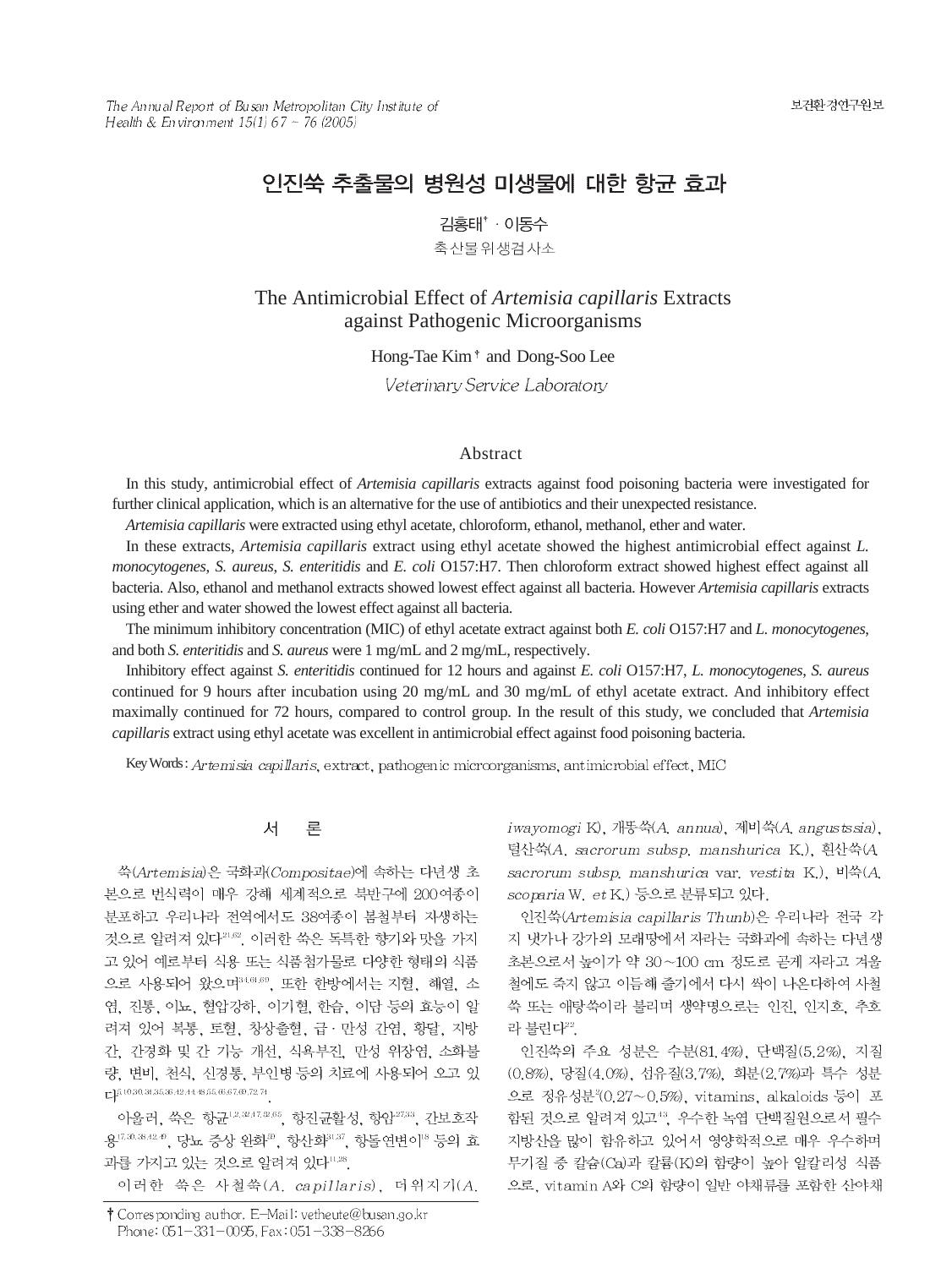# 인진쑥 추출물의 병원성 미생물에 대한 항균 효과

김홍태† · 이동수

축산물위생검사소

# The Antimicrobial Effect of *Artemisia capillaris* Extracts against Pathogenic Microorganisms

Hong-Tae Kim† and Dong-Soo Lee

*Veterinary Service Laboratory*

## Abstract

In this study, antimicrobial effect of *Artemisia capillaris* extracts against food poisoning bacteria were investigated for further clinical application, which is an alternative for the use of antibiotics and their unexpected resistance.

*Artemisia capillaris* were extracted using ethyl acetate, chloroform, ethanol, methanol, ether and water.

In these extracts, *Artemisia capillaris* extract using ethyl acetate showed the highest antimicrobial effect against *L. monocytogenes*, *S. aureus*, *S. enteritidis* and *E. coli* O157:H7. Then chloroform extract showed highest effect against all bacteria. Also, ethanol and methanol extracts showed lowest effect against all bacteria. However *Artemisia capillaris* extracts using ether and water showed the lowest effect against all bacteria.

The minimum inhibitory concentration (MIC) of ethyl acetate extract against both *E. coli* O157:H7 and *L. monocytogenes*, and both *S. enteritidis* and *S. aureus* were 1 mg/mL and 2 mg/mL, respectively.

Inhibitory effect against *S. enteritidis* continued for 12 hours and against *E. coli* O157:H7, *L. monocytogenes*, *S. aureus* continued for 9 hours after incubation using 20 mg/mL and 30 mg/mL of ethyl acetate extract. And inhibitory effect maximally continued for 72 hours, compared to control group. In the result of this study, we concluded that *Artemisia capillaris* extract using ethyl acetate was excellent in antimicrobial effect against food poisoning bacteria.

Key Words : *Artemisia capillaris*, extract, pathogenic microorganisms, antimicrobial effect, MIC

## 서 론

쑥(*Artemisia*)은 국화과(*Compositae*)에 속하는 다년생 초본으로 번식력이 매우 강해 세계적으로 북반구에 200여종이 분포하고 우리나라 전역에서도 38여종이 봄철부터 자생하는 것으로 알려져 있다[21,62]. 이러한 쑥은 독특한 향기와 맛을 가지고 있어 예로부터 식용 또는 식품첨가물로 다양한 형태의 식품으로 사용되어 왔으며[34,61,69], 또한 한방에서는 지혈, 해열, 소염, 진통, 이뇨, 혈압강하, 이기혈, 한습, 이담 등의 효능이 알려져 있어 복통, 토혈, 창상출혈, 급 · 만성 간염, 황달, 지방간, 간경화 및 간 기능 개선, 식욕부진, 만성 위장염, 소화불량, 변비, 천식, 신경통, 부인병 등의 치료에 사용되어 오고 있다[5,10,30,31,35,36,42,44,48,55,66,67,69,72,74].

아울러, 쑥은 항균[1,2,32,47,52,65], 항진균활성, 항암[27,33], 간보호작용[17,30,38,42,49], 당뇨 증상 완화[39], 항산화[31,37], 항돌연변이[18] 등의 효과를 가지고 있는 것으로 알려져 있다[11,28].

이러한 쑥은 사철쑥(*A. capillaris*), 더위지기(*A. iwayomogi* K), 개똥쑥(*A. annua*), 제비쑥(*A. angustssia*), 털산쑥(*A. sacrorum subsp. manshurica* K.), 흰산쑥(*A. sacrorum subsp. manshurica* var. *vestita* K.), 비쑥(*A. scoparia* W. *et* K.) 등으로 분류되고 있다.

인진쑥(*Artemisia capillaris Thunb*)은 우리나라 전국 각지 냇가나 강가의 모래땅에서 자라는 국화과에 속하는 다년생 초본으로서 높이가 약 30∼100 cm 정도로 곧게 자라고 겨울철에도 죽지 않고 이듬해 줄기에서 다시 싹이 나온다하여 사철쑥 또는 애탕쑥이라 불리며 생약명으로는 인진, 인지호, 추호라 불린다[22].

인진쑥의 주요 성분은 수분(81.4%), 단백질(5.2%), 지질(0.8%), 당질(4.0%), 섬유질(3.7%), 회분(2.7%)과 특수 성분으로 정유성분[2](0.27∼0.5%), vitamins, alkaloids 등이 포함된 것으로 알려져 있고[43], 우수한 녹엽 단백질원으로서 필수 지방산을 많이 함유하고 있어서 영양학적으로 매우 우수하며 무기질 중 칼슘(Ca)과 칼륨(K)의 함량이 높아 알칼리성 식품으로, vitamin A와 C의 함량이 일반 야채류를 포함한 산야채

† Corresponding author. E-Mail: vetheute@busan.go.kr
Phone: 051-331-0095, Fax: 051-338-8266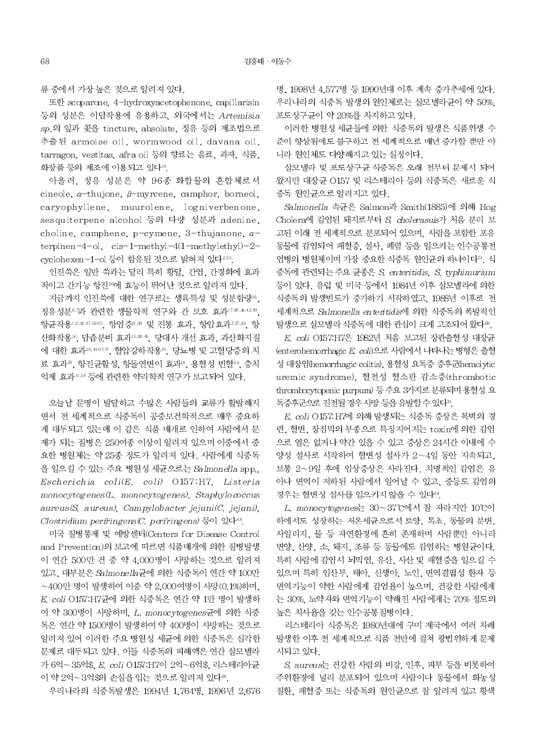류 중에서 가장 높은 것으로 알려져 있다.

또한 scoparone, 4-hydroxyacetophenone, capillarisin 등의 성분은 이담작용에 유용하고, 외국에서는 *Artemisia sp.*의 잎과 꽃을 tincture, absolute, 정유 등의 제조법으로 추출된 armoise oil, wormwood oil, davana oil, tarragon, vestitas, afra oil 등의 향료는 음료, 과자, 식품, 화장품 등의 제조에 이용되고 있다[19].

아울러, 정유 성분은 약 96종 화합물의 혼합체로서 cineole, α-thujone, β-myrcene, camphor, borneol, caryophyllene, muurolene, logniverbenone, sesquiterpene alcohol 등의 다량 성분과 adenine, choline, camphene, p-cymene, 3-thujanone, α-terpinen-4-ol, cis-1-methyl-4(1-methylethyl)-2-cyclohexen-1-ol 등이 함유된 것으로 밝혀져 있다[2,25].

인진쑥은 일반 쑥과는 달리 특히 황달, 간염, 간경화에 효과적이고 간기능 항진[26]에 효능이 뛰어난 것으로 알려져 있다.

지금까지 인진쑥에 대한 연구로는 생육특성 및 성분함량[55], 정유성분[6,7]과 관련한 생물학적 연구와 간 보호 효과[17,30,38,42,49], 항균작용[1,2,32,47,52,65], 항염증[3,78] 및 진통 효과, 항암효과[7,27,33], 항산화작용[31], 담즙분비 효과[15,18,45], 당대사 개선 효과, 과산화지질에 대한 효과[25,44,67,71], 혈압강하작용[61], 당뇨병 및 고혈당증의 치료 효과[39], 항진균활성, 항돌연변이 효과[48], 용혈성 빈혈[63], 충치억제 효과[11,56] 등에 관련한 약리학적 연구가 보고되어 있다.

오늘날 문명이 발달하고 수많은 사람들의 교류가 활발해지면서 전 세계적으로 식중독이 공중보건학적으로 매우 중요하게 대두되고 있는데 이 같은 식품 매개로 인하여 사람에서 문제가 되는 질병은 250여종 이상이 알려져 있으며 이중에서 중요한 병원체는 약 25종 정도가 알려져 있다. 사람에게 식중독을 일으킬 수 있는 주요 병원성 세균으로는 *Salmonella* spp., *Escherichia coli*(*E. coli*) O157:H7, *Listeria monocytogenes*(*L. monocytogenes*), *Staphylococcus aureus*(*S. aureus*), *Campylobacter jejuni*(*C. jejuni*), *Clostridium perfringens*(*C. perfringens*) 등이 있다[68].

미국 질병통제 및 예방센터(Centers for Disease Control and Prevention)의 보고에 따르면 식품매개에 의한 질병발생이 연간 500만 건 중 약 4,000명이 사망하는 것으로 알려져 있고, 대부분은 *Salmonella*균에 의한 식중독이 연간 약 100만~400만 명이 발생하여 이중 약 2,000여명이 사망(0.1%)하며, *E. coli* O157:H7균에 의한 식중독은 연간 약 1만 명이 발생하여 약 300명이 사망하며, *L. monocytogenes*균에 의한 식중독은 연간 약 1500명이 발생하여 약 400명이 사망하는 것으로 알려져 있어 이러한 주요 병원성 세균에 의한 식중독은 심각한 문제로 대두되고 있다. 이들 식중독의 피해액은 연간 살모넬라가 6억~35억$, *E. coli* O157:H7이 2억~6억$, 리스테리아균이 약 2억~3억$의 손실을 입는 것으로 알려져 있다[68].

우리나라의 식중독발생은 1994년 1,764명, 1996년 2,676명, 1998년 4,577명 등 1990년대 이후 계속 증가추세에 있다. 우리나라의 식중독 발생의 원인체로는 살모넬라균이 약 50%, 포도상구균이 약 20%를 차지하고 있다.

이러한 병원성 세균들에 의한 식중독의 발생은 식품위생 수준이 향상됨에도 불구하고 전 세계적으로 매년 증가할 뿐만 아니라 원인체도 다양해지고 있는 실정이다.

살모넬라 및 포도상구균 식중독은 오래 전부터 문제시 되어 왔지만 대장균 O157 및 리스테리아 등의 식중독은 새로운 식중독 원인균으로 알려지고 있다.

*Salmonella* 속균은 Salmon과 Smith(1885)에 의해 Hog Cholera에 감염된 돼지로부터 *S. cholerasuis*가 처음 분리 보고된 이래 전 세계적으로 분포되어 있으며, 사람을 포함한 포유동물에 감염되어 패혈증, 설사, 폐렴 등을 일으키는 인수공통전염병의 병원체이며 가장 중요한 식중독 원인균의 하나이다[23]. 식중독에 관련되는 주요 균종은 *S. enteritidis*, *S. typhimurium* 등이 있다. 유럽 및 미국 등에서 1984년 이후 살모넬라에 의한 식중독의 발생빈도가 증가하기 시작하였고, 1988년 이후로 전 세계적으로 *Salmonella enteritidis*에 의한 식중독의 폭발적인 발생으로 살모넬라 식중독에 대한 관심이 크게 고조되어 왔다[68].

*E. coli* O157:H7은 1982년 처음 보고된 장관출혈성 대장균(enterohemorrhagic *E. coli*)으로 사람에서 나타나는 병형은 출혈성 대장염(hemorrhagic colitis), 용혈성 요독증 증후군(hemolytic uremic syndrome), 혈전성 혈소판 감소증(thrombotic thrombocytopenic purpura) 등 주요 3가지로 분류되며 용혈성 요독증후군으로 진전될 경우 사망 등을 유발할 수 있다[21].

*E. coli* O157:H7에 의해 발생되는 식중독 증상은 복벽의 경련, 혈변, 장점막의 부종으로 특징지어지는 toxin에 의한 감염으로 열은 없거나 약간 있을 수 있고 증상은 24시간 이내에 수양성 설사로 시작하여 혈변성 설사가 2~4일 동안 지속되고, 보통 2~9일 후에 임상증상은 사라진다. 치명적인 감염은 유아나 면역이 저하된 사람에서 일어날 수 있고, 중등도 감염의 경우는 혈변성 설사를 일으키지 않을 수 있다[68].

*L. monocytogenes*는 30~37℃에서 잘 자라지만 10℃이하에서도 성장하는 저온세균으로서 토양, 목초, 동물의 분변, 사일리지, 물 등 자연환경에 흔히 존재하며 사람뿐만 아니라 면양, 산양, 소, 돼지, 조류 등 동물에도 감염하는 병원균이다. 특히 사람에 감염시 뇌막염, 유산, 사산 및 패혈증을 일으킬 수 있으며 특히 임산부, 태아, 신생아, 노인, 면역결핍성 환자 등 면역기능이 약한 사람에게 감염율이 높으며, 건강한 사람에게는 30%, 노약자와 면역기능이 약해진 사람에게는 70% 정도의 높은 치사율을 갖는 인수공통질병이다.

리스테리아 식중독은 1980년대에 구미 제국에서 여러 차례 발생한 이후 전 세계적으로 식품 전반에 걸쳐 광범위하게 문제시되고 있다.

*S. aureus*는 건강한 사람의 비강, 인후, 피부 등을 비롯하여 주위환경에 널리 분포되어 있으며 사람이나 동물에서 화농성 질환, 패혈증 또는 식중독의 원인균으로 잘 알려져 있고 황색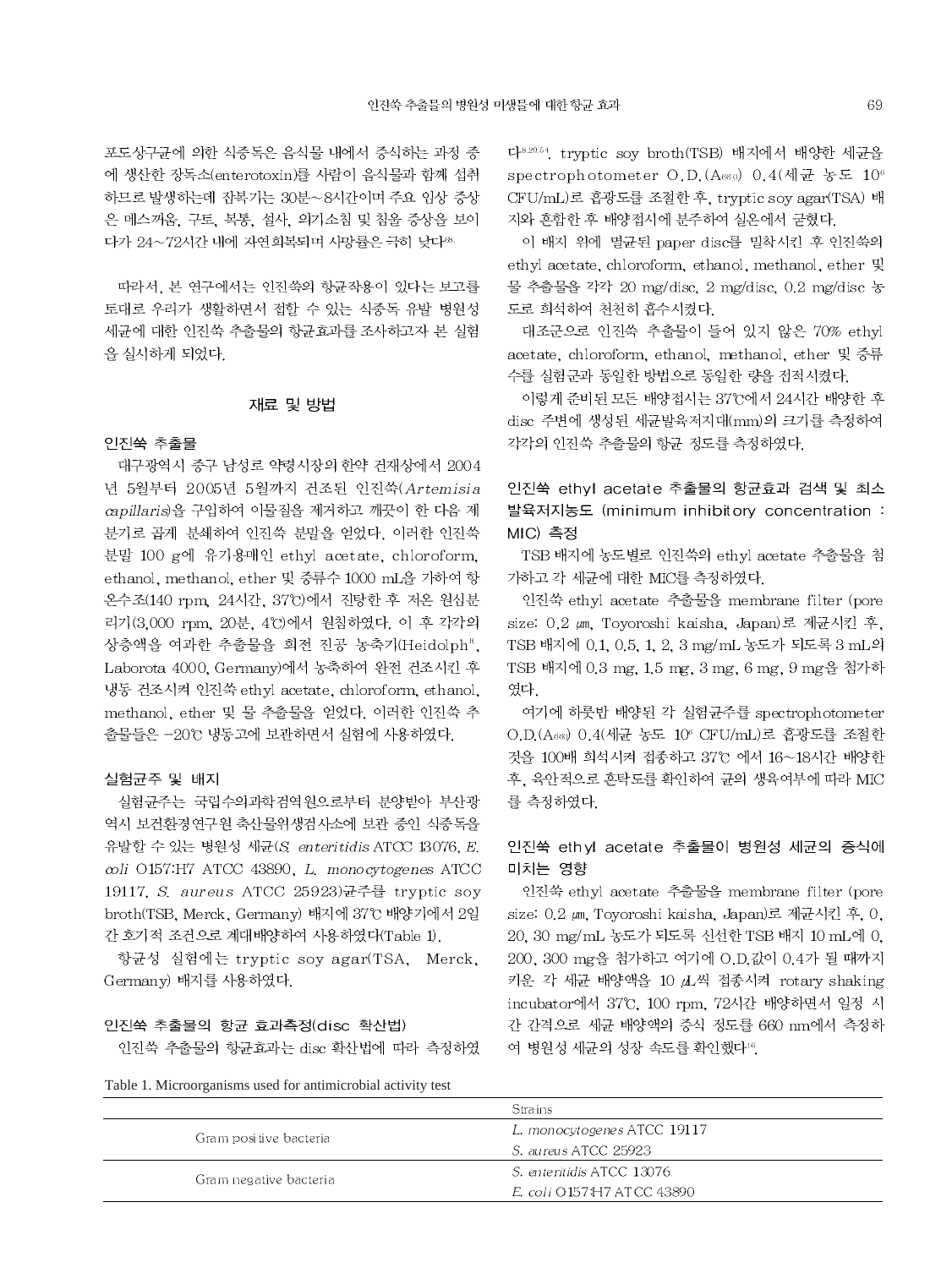포도상구균에 의한 식중독은 음식물 내에서 증식하는 과정 중에 생산한 장독소(enterotoxin)를 사람이 음식물과 함께 섭취하므로 발생하는데 잠복기는 30분~8시간이며 주요 임상 증상은 메스꺼움, 구토, 복통, 설사, 의기소침 및 침울 증상을 보이다가 24~72시간 내에 자연회복되며 사망률은 극히 낮다[48].

따라서, 본 연구에서는 인진쑥의 항균작용이 있다는 보고를 토대로 우리가 생활하면서 접할 수 있는 식중독 유발 병원성 세균에 대한 인진쑥 추출물의 항균효과를 조사하고자 본 실험을 실시하게 되었다.

## 재료 및 방법

### 인진쑥 추출물

대구광역시 중구 남성로 약령시장의 한약 건재상에서 2004년 5월부터 2005년 5월까지 건조된 인진쑥(*Artemisia capillaris*)을 구입하여 이물질을 제거하고 깨끗이 한 다음 제분기로 곱게 분쇄하여 인진쑥 분말을 얻었다. 이러한 인진쑥 분말 100 g에 유기용매인 ethyl acetate, chloroform, ethanol, methanol, ether 및 증류수 1000 mL을 가하여 항온수조(140 rpm, 24시간, 37℃)에서 진탕한 후 저온 원심분리기(3,000 rpm, 20분, 4℃)에서 원침하였다. 이 후 각각의 상층액을 여과한 추출물을 회전 진공 농축기(Heidolph®, Laborota 4000, Germany)에서 농축하여 완전 건조시킨 후 냉동 건조시켜 인진쑥 ethyl acetate, chloroform, ethanol, methanol, ether 및 물 추출물을 얻었다. 이러한 인진쑥 추출물들은 −20℃ 냉동고에 보관하면서 실험에 사용하였다.

### 실험균주 및 배지

실험균주는 국립수의과학검역원으로부터 분양받아 부산광역시 보건환경연구원 축산물위생검사소에 보관 중인 식중독을 유발할 수 있는 병원성 세균(*S. enteritidis* ATCC 13076, *E. coli* O157:H7 ATCC 43890, *L. monocytogenes* ATCC 19117, *S. aureus* ATCC 25923)균주를 tryptic soy broth(TSB, Merck, Germany) 배지에 37℃ 배양기에서 2일간 호기적 조건으로 계대배양하여 사용하였다(Table 1).

항균성 실험에는 tryptic soy agar(TSA, Merck, Germany) 배지를 사용하였다.

### 인진쑥 추출물의 항균 효과측정(disc 확산법)

인진쑥 추출물의 항균효과는 disc 확산법에 따라 측정하였다[8,29,54]. tryptic soy broth(TSB) 배지에서 배양한 세균을 spectrophotometer O.D.($A_{660}$) 0.4(세균 농도 $10^6$ CFU/mL)로 흡광도를 조절한 후, tryptic soy agar(TSA) 배지와 혼합한 후 배양접시에 분주하여 실온에서 굳혔다.

이 배지 위에 멸균된 paper disc를 밀착시킨 후 인진쑥의 ethyl acetate, chloroform, ethanol, methanol, ether 및 물 추출물을 각각 20 mg/disc, 2 mg/disc, 0.2 mg/disc 농도로 희석하여 천천히 흡수시켰다.

대조군으로 인진쑥 추출물이 들어 있지 않은 70% ethyl acetate, chloroform, ethanol, methanol, ether 및 증류수를 실험군과 동일한 방법으로 동일한 양을 점적시켰다.

이렇게 준비된 모든 배양접시는 37℃에서 24시간 배양한 후 disc 주변에 생성된 세균발육저지대(mm)의 크기를 측정하여 각각의 인진쑥 추출물의 항균 정도를 측정하였다.

### 인진쑥 ethyl acetate 추출물의 항균효과 검색 및 최소발육저지농도 (minimum inhibitory concentration : MIC) 측정

TSB 배지에 농도별로 인진쑥의 ethyl acetate 추출물을 첨가하고 각 세균에 대한 MIC를 측정하였다.

인진쑥 ethyl acetate 추출물을 membrane filter (pore size: 0.2 ㎛, Toyoroshi kaisha, Japan)로 제균시킨 후, TSB 배지에 0.1, 0.5, 1, 2, 3 mg/mL 농도가 되도록 3 mL의 TSB 배지에 0.3 mg, 1.5 mg, 3 mg, 6 mg, 9 mg을 첨가하였다.

여기에 하룻밤 배양된 각 실험균주를 spectrophotometer O.D.($A_{660}$) 0.4(세균 농도 $10^6$ CFU/mL)로 흡광도를 조절한 것을 100배 희석시켜 접종하고 37℃ 에서 16~18시간 배양한 후, 육안적으로 혼탁도를 확인하여 균의 생육여부에 따라 MIC를 측정하였다.

### 인진쑥 ethyl acetate 추출물이 병원성 세균의 증식에 미치는 영향

인진쑥 ethyl acetate 추출물을 membrane filter (pore size: 0.2 ㎛, Toyoroshi kaisha, Japan)로 제균시킨 후, 0, 20, 30 mg/mL 농도가 되도록 신선한 TSB 배지 10 mL에 0, 200, 300 mg을 첨가하고 여기에 O.D.값이 0.4가 될 때까지 키운 각 세균 배양액을 10 ㎕씩 접종시켜 rotary shaking incubator에서 37℃, 100 rpm, 72시간 배양하면서 일정 시간 간격으로 세균 배양액의 증식 정도를 660 nm에서 측정하여 병원성 세균의 성장 속도를 확인했다[16].

Table 1. Microorganisms used for antimicrobial activity test

| | Strains |
|---|---|
| Gram positive bacteria | *L. monocytogenes* ATCC 19117 |
| | *S. aureus* ATCC 25923 |
| Gram negative bacteria | *S. enteritidis* ATCC 13076 |
| | *E. coli* O157:H7 ATCC 43890 |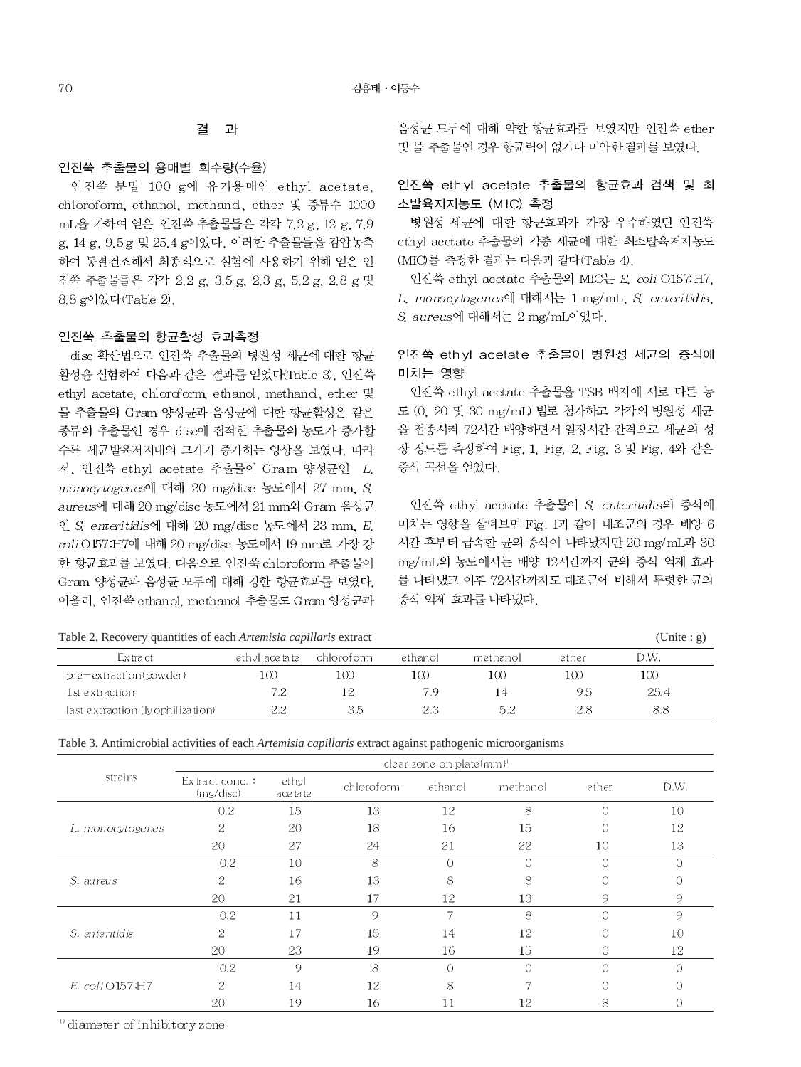## 결 과

### 인진쑥 추출물의 용매별 회수량(수율)

인진쑥 분말 100 g에 유기용매인 ethyl acetate, chloroform, ethanol, methanol, ether 및 증류수 1000 mL을 가하여 얻은 인진쑥 추출물들은 각각 7.2 g, 12 g, 7.9 g, 14 g, 9.5 g 및 25.4 g이었다. 이러한 추출물들을 감압농축하여 동결건조해서 최종적으로 실험에 사용하기 위해 얻은 인진쑥 추출물들은 각각 2.2 g, 3.5 g, 2.3 g, 5.2 g, 2.8 g 및 8.8 g이었다(Table 2).

### 인진쑥 추출물의 항균활성 효과측정

disc 확산법으로 인진쑥 추출물의 병원성 세균에 대한 항균활성을 실험하여 다음과 같은 결과를 얻었다(Table 3). 인진쑥 ethyl acetate, chloroform, ethanol, methanol, ether 및 물 추출물의 Gram 양성균과 음성균에 대한 항균활성은 같은 종류의 추출물인 경우 disc에 점적한 추출물의 농도가 증가할수록 세균발육저지대의 크기가 증가하는 양상을 보였다. 따라서, 인진쑥 ethyl acetate 추출물이 Gram 양성균인 *L. monocytogenes*에 대해 20 mg/disc 농도에서 27 mm, *S. aureus*에 대해 20 mg/disc 농도에서 21 mm와 Gram 음성균인 *S. enteritidis*에 대해 20 mg/disc 농도에서 23 mm, *E. coli* O157:H7에 대해 20 mg/disc 농도에서 19 mm로 가장 강한 항균효과를 보였다. 다음으로 인진쑥 chloroform 추출물이 Gram 양성균과 음성균 모두에 대해 강한 항균효과를 보였다. 아울러, 인진쑥 ethanol, methanol 추출물도 Gram 양성균과 음성균 모두에 대해 약한 항균효과를 보였지만 인진쑥 ether 및 물 추출물인 경우 항균력이 없거나 미약한 결과를 보였다.

### 인진쑥 ethyl acetate 추출물의 항균효과 검색 및 최소발육저지농도 (MIC) 측정

병원성 세균에 대한 항균효과가 가장 우수하였던 인진쑥 ethyl acetate 추출물의 각종 세균에 대한 최소발육저지농도(MIC)를 측정한 결과는 다음과 같다(Table 4).

인진쑥 ethyl acetate 추출물의 MIC는 *E. coli* O157:H7, *L. monocytogenes*에 대해서는 1 mg/mL, *S. enteritidis*, *S. aureus*에 대해서는 2 mg/mL이었다.

### 인진쑥 ethyl acetate 추출물이 병원성 세균의 증식에 미치는 영향

인진쑥 ethyl acetate 추출물을 TSB 배지에 서로 다른 농도 (0, 20 및 30 mg/mL) 별로 첨가하고 각각의 병원성 세균을 접종시켜 72시간 배양하면서 일정시간 간격으로 세균의 성장 정도를 측정하여 Fig. 1, Fig. 2, Fig. 3 및 Fig. 4와 같은 증식 곡선을 얻었다.

인진쑥 ethyl acetate 추출물이 *S. enteritidis*의 증식에 미치는 영향을 살펴보면 Fig. 1과 같이 대조군의 경우 배양 6시간 후부터 급속한 균의 증식이 나타났지만 20 mg/mL과 30 mg/mL의 농도에서는 배양 12시간까지 균의 증식 억제 효과를 나타냈고 이후 72시간까지도 대조군에 비해서 뚜렷한 균의 증식 억제 효과를 나타냈다.

Table 2. Recovery quantities of each *Artemisia capillaris* extract (Unite : g)

| Extract | ethyl acetate | chloroform | ethanol | methanol | ether | D.W. |
|---|---|---|---|---|---|---|
| pre-extraction(powder) | 100 | 100 | 100 | 100 | 100 | 100 |
| 1st extraction | 7.2 | 12 | 7.9 | 14 | 9.5 | 25.4 |
| last extraction (lyophilization) | 2.2 | 3.5 | 2.3 | 5.2 | 2.8 | 8.8 |

Table 3. Antimicrobial activities of each *Artemisia capillaris* extract against pathogenic microorganisms

| strains | clear zone on plate(mm)[1] | | | | | | |
|---|---|---|---|---|---|---|---|
| | Extract conc. : (mg/disc) | ethyl acetate | chloroform | ethanol | methanol | ether | D.W. |
| *L. monocytogenes* | 0.2 | 15 | 13 | 12 | 8 | 0 | 10 |
| | 2 | 20 | 18 | 16 | 15 | 0 | 12 |
| | 20 | 27 | 24 | 21 | 22 | 10 | 13 |
| *S. aureus* | 0.2 | 10 | 8 | 0 | 0 | 0 | 0 |
| | 2 | 16 | 13 | 8 | 8 | 0 | 0 |
| | 20 | 21 | 17 | 12 | 13 | 9 | 9 |
| *S. enteritidis* | 0.2 | 11 | 9 | 7 | 8 | 0 | 9 |
| | 2 | 17 | 15 | 14 | 12 | 0 | 10 |
| | 20 | 23 | 19 | 16 | 15 | 0 | 12 |
| *E. coli* O157:H7 | 0.2 | 9 | 8 | 0 | 0 | 0 | 0 |
| | 2 | 14 | 12 | 8 | 7 | 0 | 0 |
| | 20 | 19 | 16 | 11 | 12 | 8 | 0 |

[1] diameter of inhibitory zone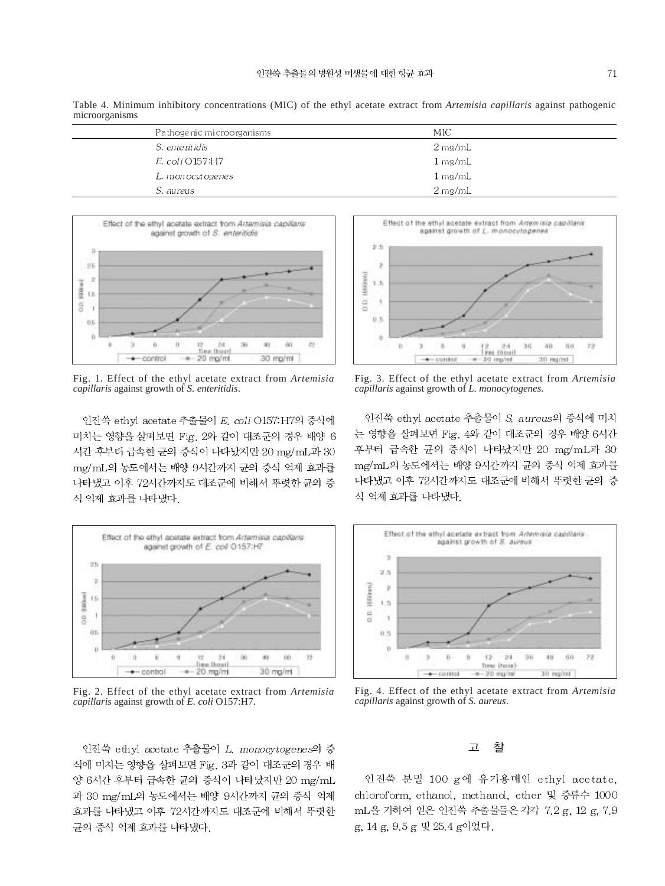Table 4. Minimum inhibitory concentrations (MIC) of the ethyl acetate extract from *Artemisia capillaris* against pathogenic microorganisms

| Pathogenic microorganisms | MIC |
|---|---|
| *S. enteritidis* | 2 mg/mL |
| *E. coli* O157:H7 | 1 mg/mL |
| *L. monocytogenes* | 1 mg/mL |
| *S. aureus* | 2 mg/mL |

Fig. 1. Effect of the ethyl acetate extract from *Artemisia capillaris* against growth of *S. enteritidis*.

Fig. 3. Effect of the ethyl acetate extract from *Artemisia capillaris* against growth of *L. monocytogenes*.

인진쑥 ethyl acetate 추출물이 *E. coli* O157:H7의 증식에 미치는 영향을 살펴보면 Fig. 2와 같이 대조군의 경우 배양 6시간 후부터 급속한 균의 증식이 나타났지만 20 mg/mL과 30 mg/mL의 농도에서는 배양 9시간까지 균의 증식 억제 효과를 나타냈고 이후 72시간까지도 대조군에 비해서 뚜렷한 균의 증식 억제 효과를 나타냈다.

Fig. 2. Effect of the ethyl acetate extract from *Artemisia capillaris* against growth of *E. coli* O157:H7.

인진쑥 ethyl acetate 추출물이 *L. monocytogenes*의 증식에 미치는 영향을 살펴보면 Fig. 3과 같이 대조군의 경우 배양 6시간 후부터 급속한 균의 증식이 나타났지만 20 mg/mL과 30 mg/mL의 농도에서는 배양 9시간까지 균의 증식 억제 효과를 나타냈고 이후 72시간까지도 대조군에 비해서 뚜렷한 균의 증식 억제 효과를 나타냈다.

인진쑥 ethyl acetate 추출물이 *S. aureus*의 증식에 미치는 영향을 살펴보면 Fig. 4와 같이 대조군의 경우 배양 6시간 후부터 급속한 균의 증식이 나타났지만 20 mg/mL과 30 mg/mL의 농도에서는 배양 9시간까지 균의 증식 억제 효과를 나타냈고 이후 72시간까지도 대조군에 비해서 뚜렷한 균의 증식 억제 효과를 나타냈다.

Fig. 4. Effect of the ethyl acetate extract from *Artemisia capillaris* against growth of *S. aureus*.

## 고 찰

인진쑥 분말 100 g에 유기용매인 ethyl acetate, chloroform, ethanol, methanol, ether 및 증류수 1000 mL을 가하여 얻은 인진쑥 추출물들은 각각 7.2 g, 12 g, 7.9 g, 14 g, 9.5 g 및 25.4 g이었다.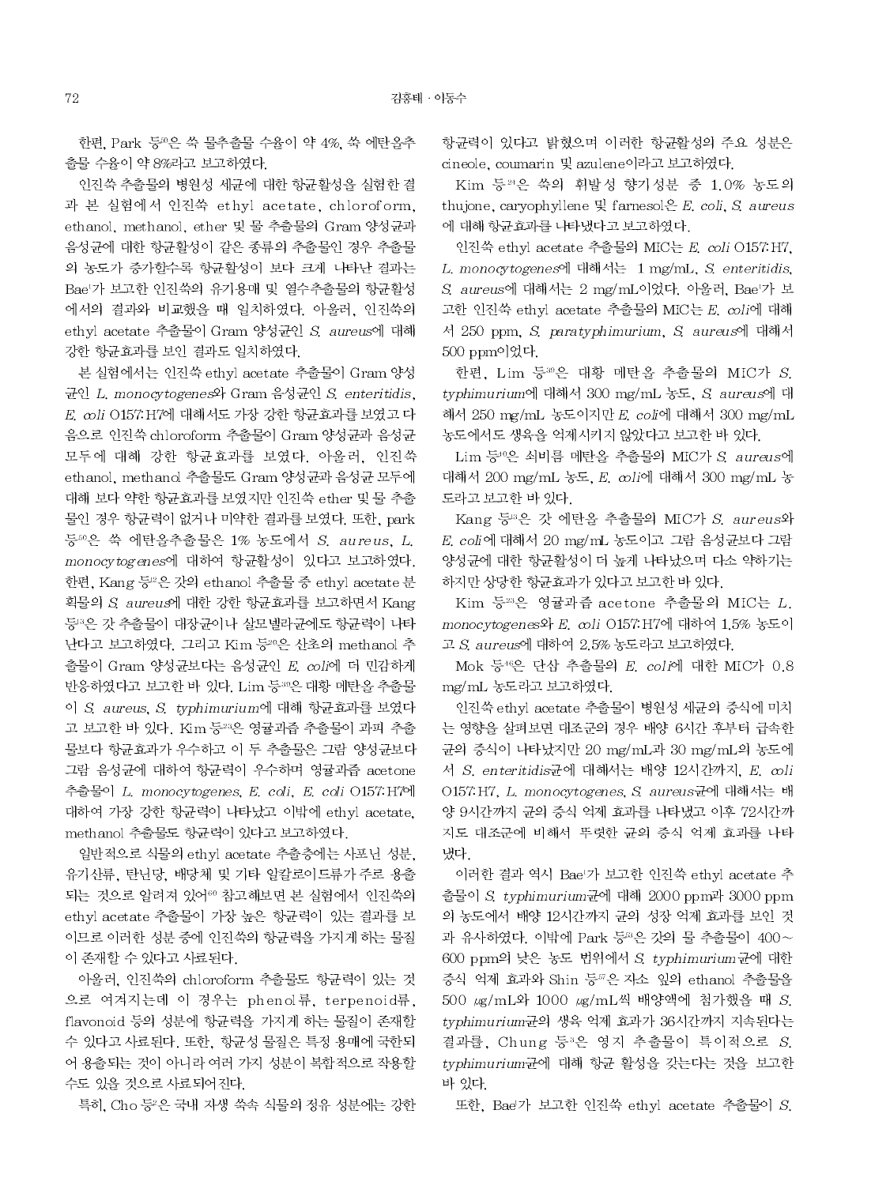한편, Park 등[50]은 쑥 물추출물 수율이 약 4%, 쑥 에탄올추출물 수율이 약 8%라고 보고하였다.

인진쑥 추출물의 병원성 세균에 대한 항균활성을 실험한 결과 본 실험에서 인진쑥 ethyl acetate, chloroform, ethanol, methanol, ether 및 물 추출물의 Gram 양성균과 음성균에 대한 항균활성이 같은 종류의 추출물인 경우 추출물의 농도가 증가할수록 항균활성이 보다 크게 나타난 결과는 Bae[1]가 보고한 인진쑥의 유기용매 및 열수추출물의 항균활성에서의 결과와 비교했을 때 일치하였다. 아울러, 인진쑥의 ethyl acetate 추출물이 Gram 양성균인 *S. aureus*에 대해 강한 항균효과를 보인 결과도 일치하였다.

본 실험에서는 인진쑥 ethyl acetate 추출물이 Gram 양성균인 *L. monocytogenes*와 Gram 음성균인 *S. enteritidis*, *E. coli* O157:H7에 대해서도 가장 강한 항균효과를 보였고 다음으로 인진쑥 chloroform 추출물이 Gram 양성균과 음성균 모두에 대해 강한 항균효과를 보였다. 아울러, 인진쑥 ethanol, methanol 추출물도 Gram 양성균과 음성균 모두에 대해 보다 약한 항균효과를 보였지만 인진쑥 ether 및 물 추출물인 경우 항균력이 없거나 미약한 결과를 보였다. 또한, park 등[50]은 쑥 에탄올추출물은 1% 농도에서 *S. aureus*, *L. monocytogenes*에 대하여 항균활성이 있다고 보고하였다. 한편, Kang 등[12]은 갓의 ethanol 추출물 중 ethyl acetate 분획물의 *S. aureus*에 대한 강한 항균효과를 보고하면서 Kang 등[13]은 갓 추출물이 대장균이나 살모넬라균에도 항균력이 나타난다고 보고하였다. 그리고 Kim 등[20]은 산초의 methanol 추출물이 Gram 양성균보다는 음성균인 *E. coli*에 더 민감하게 반응하였다고 보고한 바 있다. Lim 등[39]은 대황 메탄올 추출물이 *S. aureus*, *S. typhimurium*에 대해 항균효과를 보였다고 보고한 바 있다. Kim 등[23]은 영귤과즙 추출물이 과피 추출물보다 항균효과가 우수하고 이 두 추출물은 그람 양성균보다 그람 음성균에 대하여 항균력이 우수하며 영귤과즙 acetone 추출물이 *L. monocytogenes*, *E. coli*, *E. coli* O157:H7에 대하여 가장 강한 항균력이 나타났고 이밖에 ethyl acetate, methanol 추출물도 항균력이 있다고 보고하였다.

일반적으로 식물의 ethyl acetate 추출층에는 사포닌 성분, 유기산류, 탄닌당, 배당체 및 기타 알칼로이드류가 주로 용출되는 것으로 알려져 있어[60] 참고해보면 본 실험에서 인진쑥의 ethyl acetate 추출물이 가장 높은 항균력이 있는 결과를 보이므로 이러한 성분 중에 인진쑥의 항균력을 가지게 하는 물질이 존재할 수 있다고 사료된다.

아울러, 인진쑥의 chloroform 추출물도 항균력이 있는 것으로 여겨지는데 이 경우는 phenol류, terpenoid류, flavonoid 등의 성분에 항균력을 가지게 하는 물질이 존재할 수 있다고 사료된다. 또한, 항균성 물질은 특정 용매에 국한되어 용출되는 것이 아니라 여러 가지 성분이 복합적으로 작용할 수도 있을 것으로 사료되어진다.

특히, Cho 등[2]은 국내 자생 쑥속 식물의 정유 성분에는 강한 항균력이 있다고 밝혔으며 이러한 항균활성의 주요 성분은 cineole, coumarin 및 azulene이라고 보고하였다.

Kim 등[24]은 쑥의 휘발성 향기성분 중 1.0% 농도의 thujone, caryophyllene 및 farnesol은 *E. coli*, *S. aureus*에 대해 항균효과를 나타냈다고 보고하였다.

인진쑥 ethyl acetate 추출물의 MIC는 *E. coli* O157:H7, *L. monocytogenes*에 대해서는 1 mg/mL, *S. enteritidis*, *S. aureus*에 대해서는 2 mg/mL이었다. 아울러, Bae[1]가 보고한 인진쑥 ethyl acetate 추출물의 MIC는 *E. coli*에 대해서 250 ppm, *S. paratyphimurium*, *S. aureus*에 대해서 500 ppm이었다.

한편, Lim 등[39]은 대황 메탄올 추출물의 MIC가 *S. typhimurium*에 대해서 300 mg/mL 농도, *S. aureus*에 대해서 250 mg/mL 농도이지만 *E. coli*에 대해서 300 mg/mL 농도에서도 생육을 억제시키지 않았다고 보고한 바 있다.

Lim 등[40]은 쇠비름 메탄올 추출물의 MIC가 *S. aureus*에 대해서 200 mg/mL 농도, *E. coli*에 대해서 300 mg/mL 농도라고 보고한 바 있다.

Kang 등[13]은 갓 에탄올 추출물의 MIC가 *S. aureus*와 *E. coli*에 대해서 20 mg/mL 농도이고 그람 음성균보다 그람 양성균에 대한 항균활성이 더 높게 나타났으며 다소 약하기는 하지만 상당한 항균효과가 있다고 보고한 바 있다.

Kim 등[23]은 영귤과즙 acetone 추출물의 MIC는 *L. monocytogenes*와 *E. coli* O157:H7에 대하여 1.5% 농도이고 *S. aureus*에 대하여 2.5% 농도라고 보고하였다.

Mok 등[46]은 단삼 추출물의 *E. coli*에 대한 MIC가 0.8 mg/mL 농도라고 보고하였다.

인진쑥 ethyl acetate 추출물이 병원성 세균의 증식에 미치는 영향을 살펴보면 대조군의 경우 배양 6시간 후부터 급속한 균의 증식이 나타났지만 20 mg/mL과 30 mg/mL의 농도에서 *S. enteritidis*균에 대해서는 배양 12시간까지, *E. coli* O157:H7, *L. monocytogenes*, *S. aureus*균에 대해서는 배양 9시간까지 균의 증식 억제 효과를 나타냈고 이후 72시간까지도 대조군에 비해서 뚜렷한 균의 증식 억제 효과를 나타냈다.

이러한 결과 역시 Bae[1]가 보고한 인진쑥 ethyl acetate 추출물이 *S. typhimurium*균에 대해 2000 ppm과 3000 ppm의 농도에서 배양 12시간까지 균의 성장 억제 효과를 보인 것과 유사하였다. 이밖에 Park 등[53]은 갓의 물 추출물이 400~600 ppm의 낮은 농도 범위에서 *S. typhimurium*균에 대한 증식 억제 효과와 Shin 등[57]은 자소 잎의 ethanol 추출물을 500 ㎍/mL와 1000 ㎍/mL씩 배양액에 첨가했을 때 *S. typhimurium*균의 생육 억제 효과가 36시간까지 지속된다는 결과를, Chung 등[3]은 영지 추출물이 특이적으로 *S. typhimurium*균에 대해 항균 활성을 갖는다는 것을 보고한 바 있다.

또한, Bae[1]가 보고한 인진쑥 ethyl acetate 추출물이 *S.*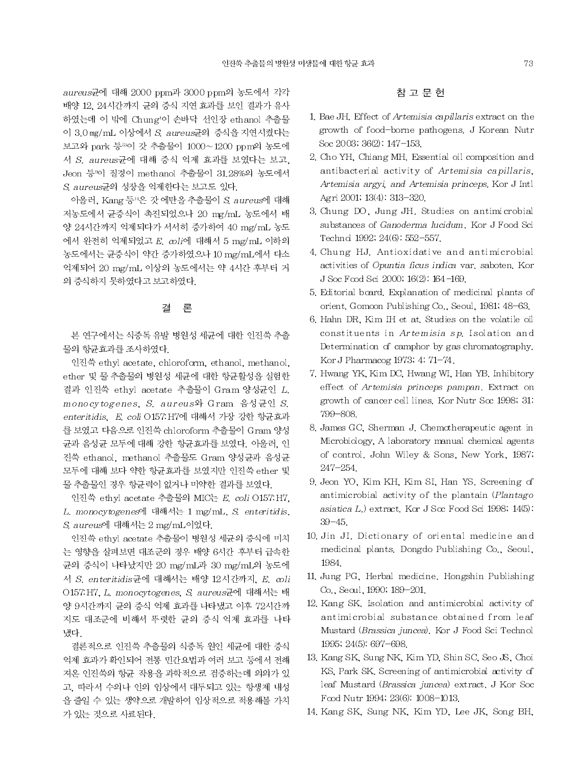*aureus*균에 대해 2000 ppm과 3000 ppm의 농도에서 각각 배양 12, 24시간까지 균의 증식 지연 효과를 보인 결과가 유사하였는데 이 밖에 Chung[4]이 손바닥 선인장 ethanol 추출물이 3.0 mg/mL 이상에서 *S. aureus*균의 증식을 지연시켰다는 보고와 park 등[23]이 갓 추출물이 1000~1200 ppm의 농도에서 *S. aureus*균에 대해 증식 억제 효과를 보였다는 보고, Jeon 등[9]이 질경이 methanol 추출물이 31.28%의 농도에서 *S. aureus*균의 성장을 억제한다는 보고도 있다.

아울러, Kang 등[14]은 갓 에탄올 추출물이 *S. aureus*에 대해 저농도에서 균증식이 촉진되었으나 20 mg/mL 농도에서 배양 24시간까지 억제되다가 서서히 증가하여 40 mg/mL 농도에서 완전히 억제되었고 *E. coli*에 대해서 5 mg/mL 이하의 농도에서는 균증식이 약간 증가하였으나 10 mg/mL에서 다소 억제되어 20 mg/mL 이상의 농도에서는 약 4시간 후부터 거의 증식하지 못하였다고 보고하였다.

## 결 론

본 연구에서는 식중독 유발 병원성 세균에 대한 인진쑥 추출물의 항균효과를 조사하였다.

인진쑥 ethyl acetate, chloroform, ethanol, methanol, ether 및 물 추출물의 병원성 세균에 대한 항균활성을 실험한 결과 인진쑥 ethyl acetate 추출물이 Gram 양성균인 *L. monocytogenes*, *S. aureus*와 Gram 음성균인 *S. enteritidis*, *E. coli* O157:H7에 대해서 가장 강한 항균효과를 보였고 다음으로 인진쑥 chloroform 추출물이 Gram 양성균과 음성균 모두에 대해 강한 항균효과를 보였다. 아울러, 인진쑥 ethanol, methanol 추출물도 Gram 양성균과 음성균 모두에 대해 보다 약한 항균효과를 보였지만 인진쑥 ether 및 물 추출물인 경우 항균력이 없거나 미약한 결과를 보였다.

인진쑥 ethyl acetate 추출물의 MIC는 *E. coli* O157:H7, *L. monocytogenes*에 대해서는 1 mg/mL, *S. enteritidis*, *S. aureus*에 대해서는 2 mg/mL이었다.

인진쑥 ethyl acetate 추출물이 병원성 세균의 증식에 미치는 영향을 살펴보면 대조군의 경우 배양 6시간 후부터 급속한 균의 증식이 나타났지만 20 mg/mL과 30 mg/mL의 농도에서 *S. enteritidis*균에 대해서는 배양 12시간까지, *E. coli* O157:H7, *L. monocytogenes*, *S. aureus*균에 대해서는 배양 9시간까지 균의 증식 억제 효과를 나타냈고 이후 72시간까지도 대조군에 비해서 뚜렷한 균의 증식 억제 효과를 나타냈다.

결론적으로 인진쑥 추출물의 식중독 원인 세균에 대한 증식 억제 효과가 확인되어 전통 민간요법과 여러 보고 등에서 전해져온 인진쑥의 항균 작용을 과학적으로 검증하는데 의의가 있고, 따라서 수의나 인의 임상에서 대두되고 있는 항생제 내성을 줄일 수 있는 생약으로 개발하여 임상적으로 적용해볼 가치가 있는 것으로 사료된다.

## 참 고 문 헌

1. Bae JH. Effect of *Artemisia capillaris* extract on the growth of food-borne pathogens. J Korean Nutr Soc 2003; 36(2): 147-153.
2. Cho YH, Chiang MH. Essential oil composition and antibacterial activity of *Artemisia capillaris*, *Artemisia argyi, and Artemisia princeps*. Kor J Intl Agri 2001; 13(4): 313-320.
3. Chung DO, Jung JH. Studies on antimicrobial substances of *Ganoderma lucidum*. Kor J Food Sci Technol 1992; 24(6): 552-557.
4. Chung HJ. Antioxidative and antimicrobial activities of *Opuntia ficus indica* var. saboten. Kor J Soc Food Sci 2000; 16(2): 164-169.
5. Editorial board. Explanation of medicinal plants of orient. Gomoon Publishing Co., Seoul, 1981; 48-63.
6. Hahn DR, Kim IH et at. Studies on the volatile oil constituents in *Artemisia sp.* Isolation and Determination of camphor by gas chromatography. Kor J Pharmacog 1973; 4: 71-74.
7. Hwang YK, Kim DC, Hwang WI, Han YB. Inhibitory effect of *Artemisia princeps pampan*. Extract on growth of cancer cell lines. Kor Nutr Soc 1998; 31: 799-808.
8. James GC, Sherman J. Chemotherapeutic agent in Microbiology, A laboratory manual chemical agents of control. John Wiley & Sons, New York, 1987; 247-254.
9. Jeon YO, Kim KH, Kim SI, Han YS. Screening of antimicrobial activity of the plantain (*Plantago asiatica L.*) extract. Kor J Soc Food Sci 1998; 14(5): 39-45.
10. Jin JI. Dictionary of oriental medicine and medicinal plants. Dongdo Publishing Co., Seoul, 1984.
11. Jung PG, Herbal medicine. Hongshin Publishing Co., Seoul, 1990; 189-201.
12. Kang SK. Isolation and antimicrobial activity of antimicrobial substance obtained from leaf Mustard (*Brassica juncea*). Kor J Food Sci Technol 1995; 24(5): 697-698.
13. Kang SK, Sung NK, Kim YD, Shin SC, Seo JS, Choi KS, Park SK. Screening of antimicrobial activity of leaf Mustard (*Brassica juncea*) extract. J Kor Soc Food Nutr 1994; 23(6): 1008-1013.
14. Kang SK, Sung NK, Kim YD, Lee JK, Song BH,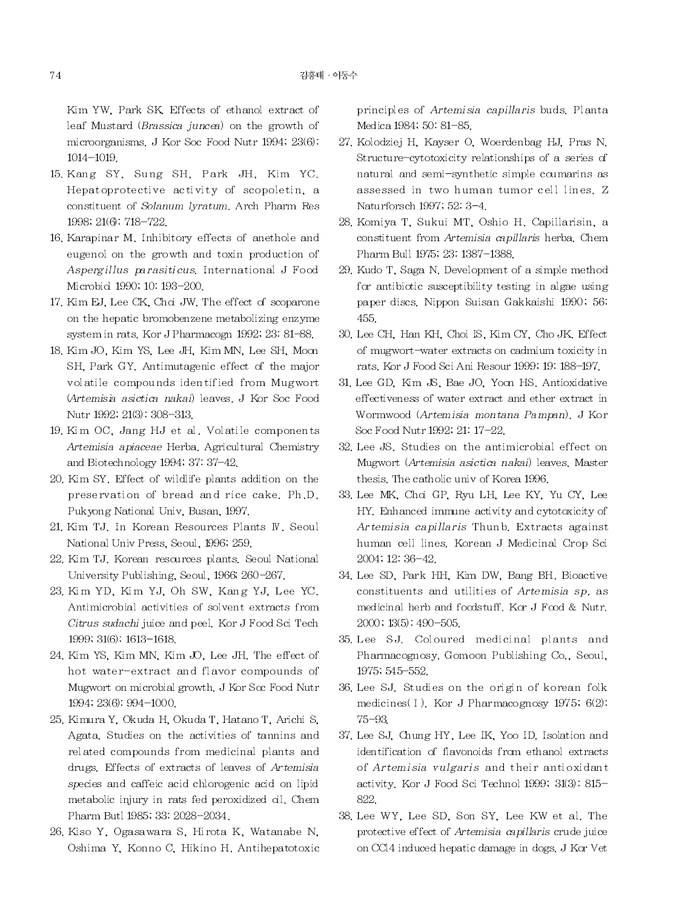Kim YW, Park SK. Effects of ethanol extract of leaf Mustard (*Brassica juncea*) on the growth of microorganisms. J Kor Soc Food Nutr 1994; 23(6): 1014–1019.

15. Kang SY, Sung SH, Park JH, Kim YC. Hepatoprotective activity of scopoletin, a constituent of *Solanum lyratum*. Arch Pharm Res 1998; 21(6): 718–722.
16. Karapinar M. Inhibitory effects of anethole and eugenol on the growth and toxin production of *Aspergillus parasiticus*. International J Food Microbiol 1990; 10: 193–200.
17. Kim EJ, Lee CK, Choi JW. The effect of scoparone on the hepatic bromobenzene metabolizing enzyme system in rats. Kor J Pharmacogn 1992; 23: 81–88.
18. Kim JO, Kim YS, Lee JH, Kim MN, Lee SH, Moon SH, Park GY. Antimutagenic effect of the major volatile compounds identified from Mugwort (*Artemisia asictica nakai*) leaves. J Kor Soc Food Nutr 1992; 21(3): 308–313.
19. Kim OC, Jang HJ et al. Volatile components *Artemisia apiaceae* Herba. Agricultural Chemistry and Biotechnology 1994; 37: 37–42.
20. Kim SY. Effect of wildlife plants addition on the preservation of bread and rice cake. Ph.D. Pukyong National Univ, Busan, 1997.
21. Kim TJ. In Korean Resources Plants IV. Seoul National Univ Press, Seoul, 1996; 259.
22. Kim TJ. Korean resources plants. Seoul National University Publishing, Seoul, 1966; 260–267.
23. Kim YD, Kim YJ, Oh SW, Kang YJ, Lee YC. Antimicrobial activities of solvent extracts from *Citrus sudachi* juice and peel. Kor J Food Sci Tech 1999; 31(6): 1613–1618.
24. Kim YS, Kim MN, Kim JO, Lee JH. The effect of hot water-extract and flavor compounds of Mugwort on microbial growth. J Kor Soc Food Nutr 1994; 23(6): 994–1000.
25. Kimura Y, Okuda H, Okuda T, Hatano T, Arichi S, Agata. Studies on the activities of tannins and related compounds from medicinal plants and drugs. Effects of extracts of leaves of *Artemisia species* and caffeic acid chlorogenic acid on lipid metabolic injury in rats fed peroxidized oil. Chem Pharm Butl 1985; 33: 2028–2034.
26. Kiso Y, Ogasawara S, Hirota K, Watanabe N, Oshima Y, Konno C, Hikino H. Antihepatotoxic principles of *Artemisia capillaris* buds. Planta Medica 1984; 50: 81–85.
27. Kolodziej H, Kayser O, Woerdenbag HJ, Pras N. Structure-cytotoxicity relationships of a series of natural and semi-synthetic simple coumarins as assessed in two human tumor cell lines. Z Naturforsch 1997; 52: 3–4.
28. Komiya T, Sukui MT, Oshio H. Capillarisin, a constituent from *Artemisia capillaris* herba. Chem Pharm Bull 1975; 23: 1387–1388.
29. Kudo T, Saga N. Development of a simple method for antibiotic susceptibility testing in algae using paper discs. Nippon Suisan Gakkaishi 1990; 56: 455.
30. Lee CH, Han KH, Choi IS, Kim CY, Cho JK. Effect of mugwort-water extracts on cadmium toxicity in rats. Kor J Food Sci Ani Resour 1999; 19: 188–197.
31. Lee GD, Kim JS, Bae JO, Yoon HS. Antioxidative effectiveness of water extract and ether extract in Wormwood (*Artemisia montana Pampan*). J Kor Soc Food Nutr 1992; 21: 17–22.
32. Lee JS. Studies on the antimicrobial effect on Mugwort (*Artemisia asictica nakai*) leaves. Master thesis. The catholic univ of Korea 1996.
33. Lee MK, Choi GP, Ryu LH, Lee KY, Yu CY, Lee HY. Enhanced immune activity and cytotoxicity of *Artemisia capillaris* Thunb. Extracts against human cell lines. Korean J Medicinal Crop Sci 2004; 12: 36–42.
34. Lee SD, Park HH, Kim DW, Bang BH. Bioactive constituents and utilities of *Artemisia sp.* as medicinal herb and foodstuff. Kor J Food & Nutr. 2000; 13(5): 490–505.
35. Lee SJ. Coloured medicinal plants and Pharmacognosy. Gomoon Publishing Co., Seoul, 1975; 545–552.
36. Lee SJ. Studies on the origin of korean folk medicines(I). Kor J Pharmacognosy 1975; 6(2): 75–93.
37. Lee SJ, Chung HY, Lee IK, Yoo ID. Isolation and identification of flavonoids from ethanol extracts of *Artemisia vulgaris* and their antioxidant activity. Kor J Food Sci Technol 1999; 31(3): 815–822.
38. Lee WY, Lee SD, Son SY, Lee KW et al. The protective effect of *Artemisia capillaris* crude juice on $CCl_4$ induced hepatic damage in dogs. J Kor Vet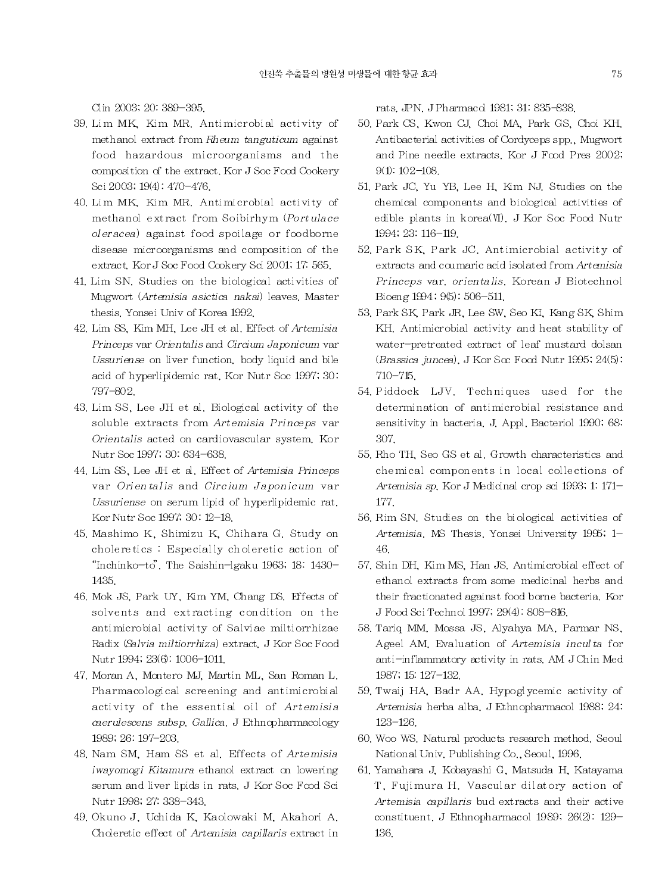Clin 2003; 20: 389-395.

39. Lim MK, Kim MR. Antimicrobial activity of methanol extract from *Rheum tanguticum* against food hazardous microorganisms and the composition of the extract. Kor J Soc Food Cookery Sci 2003; 19(4): 470-476.
40. Lim MK, Kim MR. Antimicrobial activity of methanol extract from Soibirhym (*Portulace oleracea*) against food spoilage or foodborne disease microorganisms and composition of the extract. Kor J Soc Food Cookery Sci 2001; 17: 565.
41. Lim SN. Studies on the biological activities of Mugwort (*Artemisia asictica nakai*) leaves. Master thesis. Yonsei Univ of Korea 1992.
42. Lim SS, Kim MH, Lee JH et al. Effect of *Artemisia Princeps* var *Orientalis* and *Circium Japonicum* var *Ussuriense* on liver function, body liquid and bile acid of hyperlipidemic rat. Kor Nutr Soc 1997; 30: 797-802.
43. Lim SS, Lee JH et al. Biological activity of the soluble extracts from *Artemisia Princeps* var *Orientalis* acted on cardiovascular system. Kor Nutr Soc 1997; 30: 634-638.
44. Lim SS, Lee JH et al. Effect of *Artemisia Princeps* var *Orientalis* and *Circium Japonicum* var *Ussuriense* on serum lipid of hyperlipidemic rat. Kor Nutr Soc 1997; 30: 12-18.
45. Mashimo K, Shimizu K, Chihara G. Study on choleretics : Especially choleretic action of "Inchinko-to". The Saishin-Igaku 1963; 18: 1430-1435.
46. Mok JS, Park UY, Kim YM, Chang DS. Effects of solvents and extracting condition on the antimicrobial activity of Salviae miltiorrhizae Radix (*Salvia miltiorrhiza*) extract. J Kor Soc Food Nutr 1994; 23(6): 1006-1011.
47. Moran A, Montero MJ, Martin ML, San Roman L. Pharmacological screening and antimicrobial activity of the essential oil of *Artemisia caerulescens subsp. Gallica*. J Ethnopharmacology 1989; 26: 197-203.
48. Nam SM, Ham SS et al. Effects of *Artemisia iwayomogi Kitamura* ethanol extract on lowering serum and liver lipids in rats. J Kor Soc Food Sci Nutr 1998; 27: 338-343.
49. Okuno J, Uchida K, Kaolowaki M, Akahori A. Choleretic effect of *Artemisia capillaris* extract in rats. JPN. J Pharmacol 1981; 31: 835-838.
50. Park CS, Kwon CJ, Choi MA, Park GS, Choi KH. Antibacterial activities of Cordyceps spp., Mugwort and Pine needle extracts. Kor J Food Pres 2002; 9(1): 102-108.
51. Park JC, Yu YB, Lee H, Kim NJ. Studies on the chemical components and biological activities of edible plants in korea(VI). J Kor Soc Food Nutr 1994; 23: 116-119.
52. Park SK, Park JC. Antimicrobial activity of extracts and coumaric acid isolated from *Artemisia Princeps* var. *orientalis*. Korean J Biotechnol Bioeng 1994; 9(5): 506-511.
53. Park SK, Park JR, Lee SW, Seo KI, Kang SK, Shim KH. Antimicrobial activity and heat stability of water-pretreated extract of leaf mustard dolsan (*Brassica juncea*). J Kor Soc Food Nutr 1995; 24(5): 710-715.
54. Piddock LJV. Techniques used for the determination of antimicrobial resistance and sensitivity in bacteria. J. Appl. Bacteriol 1990; 68: 307.
55. Rho TH, Seo GS et al. Growth characteristics and chemical components in local collections of *Artemisia sp.* Kor J Medicinal crop sci 1993; 1: 171-177.
56. Rim SN. Studies on the biological activities of *Artemisia*. MS Thesis. Yonsei University 1995; 1-46.
57. Shin DH, Kim MS, Han JS. Antimicrobial effect of ethanol extracts from some medicinal herbs and their fractionated against food borne bacteria. Kor J Food Sci Technol 1997; 29(4): 808-816.
58. Tariq MM, Mossa JS, Alyahya MA, Parmar NS, Ageel AM. Evaluation of *Artemisia inculta* for anti-inflammatory activity in rats. AM J Chin Med 1987; 15: 127-132.
59. Twaij HA, Badr AA. Hypoglycemic activity of *Artemisia* herba alba. J Ethnopharmacol 1988; 24: 123-126.
60. Woo WS. Natural products research method. Seoul National Univ. Publishing Co., Seoul, 1996.
61. Yamahara J, Kobayashi G, Matsuda H, Katayama T, Fujimura H. Vascular dilatory action of *Artemisia capillaris* bud extracts and their active constituent. J Ethnopharmacol 1989; 26(2): 129-136.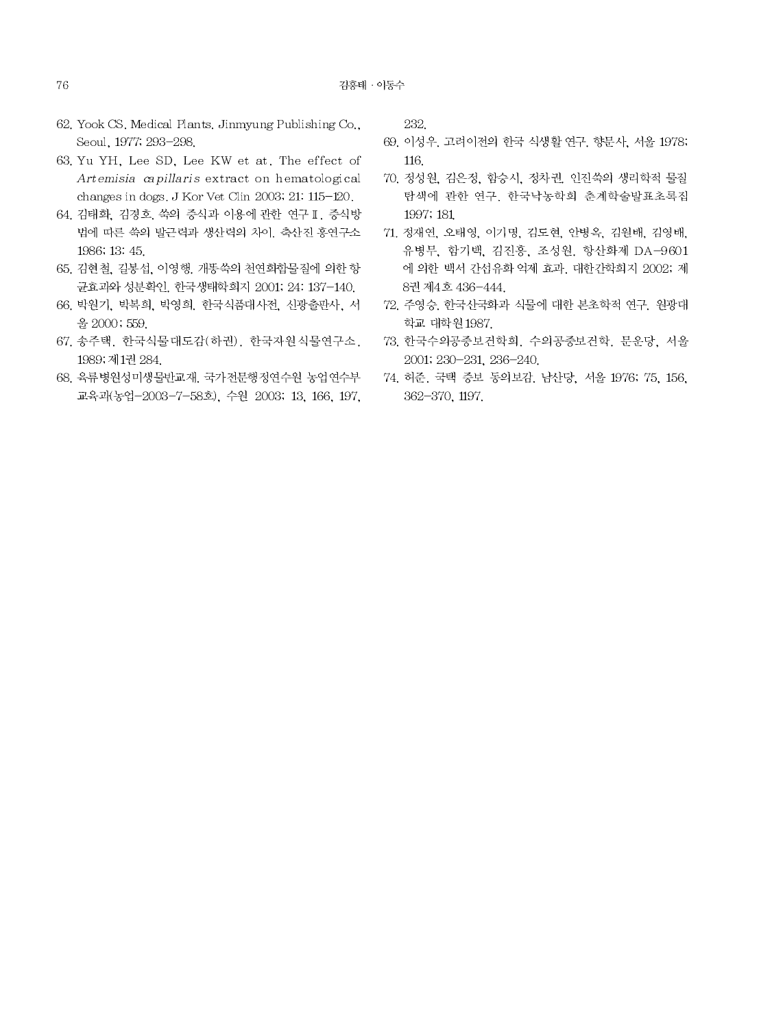62. Yook CS. Medical Plants. Jinmyung Publishing Co., Seoul, 1977; 293-298.
63. Yu YH, Lee SD, Lee KW et at. The effect of *Artemisia capillaris* extract on hematological changes in dogs. J Kor Vet Clin 2003; 21: 115-120.
64. 김태화, 김정호. 쑥의 증식과 이용에 관한 연구 Ⅱ. 증식방법에 따른 쑥의 발근력과 생산력의 차이. 축산진흥연구소 1986; 13: 45.
65. 김현철, 길봉섭, 이영행. 개똥쑥의 천연화합물질에 의한 항균효과와 성분확인. 한국생태학회지 2001; 24: 137-140.
66. 박원기, 박복희, 박영희. 한국식품대사전, 신광출판사, 서울 2000; 559.
67. 송주택. 한국식물대도감(하권). 한국자원식물연구소. 1989; 제1권 284.
68. 육류병원성미생물반교재. 국가전문행정연수원 농업연수부교육과(농업-2003-7-58호), 수원 2003; 13, 166, 197, 232.
69. 이성우. 고려이전의 한국 식생활 연구. 향문사, 서울 1978; 116.
70. 정성원, 김은정, 함승시, 정차권. 인진쑥의 생리학적 물질탐색에 관한 연구. 한국낙농학회 춘계학술발표초록집 1997; 181.
71. 정재연, 오태영, 이기명, 김도현, 안병옥, 김원배, 김영배, 유병무, 함기백, 김진홍, 조성원. 항산화제 DA-9601에 의한 백서 간섬유화 억제 효과. 대한간학회지 2002; 제8권 제4호 436-444.
72. 주영승. 한국산국화과 식물에 대한 본초학적 연구. 원광대학교 대학원 1987.
73. 한국수의공중보건학회. 수의공중보건학. 문운당, 서울 2001; 230-231, 236-240.
74. 허준. 국택 증보 동의보감. 남산당, 서울 1976; 75, 156, 362-370, 1197.